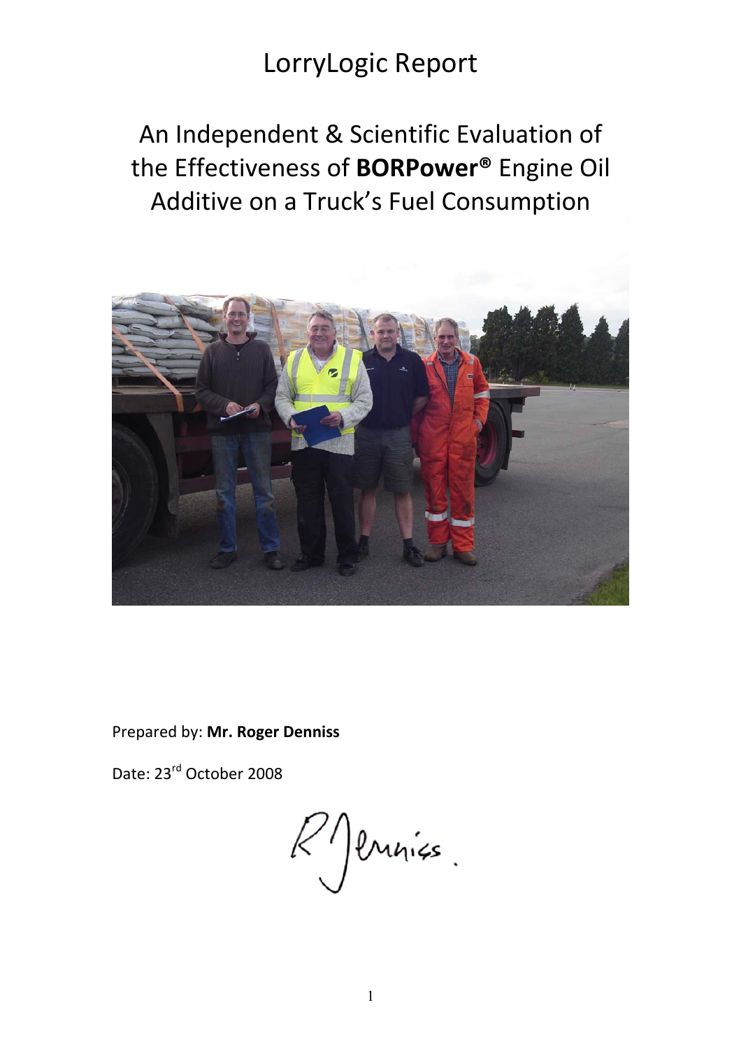# LorryLogic Report

## An Independent & Scientific Evaluation of the Effectiveness of **BORPower®** Engine Oil Additive on a Truck's Fuel Consumption

Prepared by: **Mr. Roger Denniss**

Date: 23rd October 2008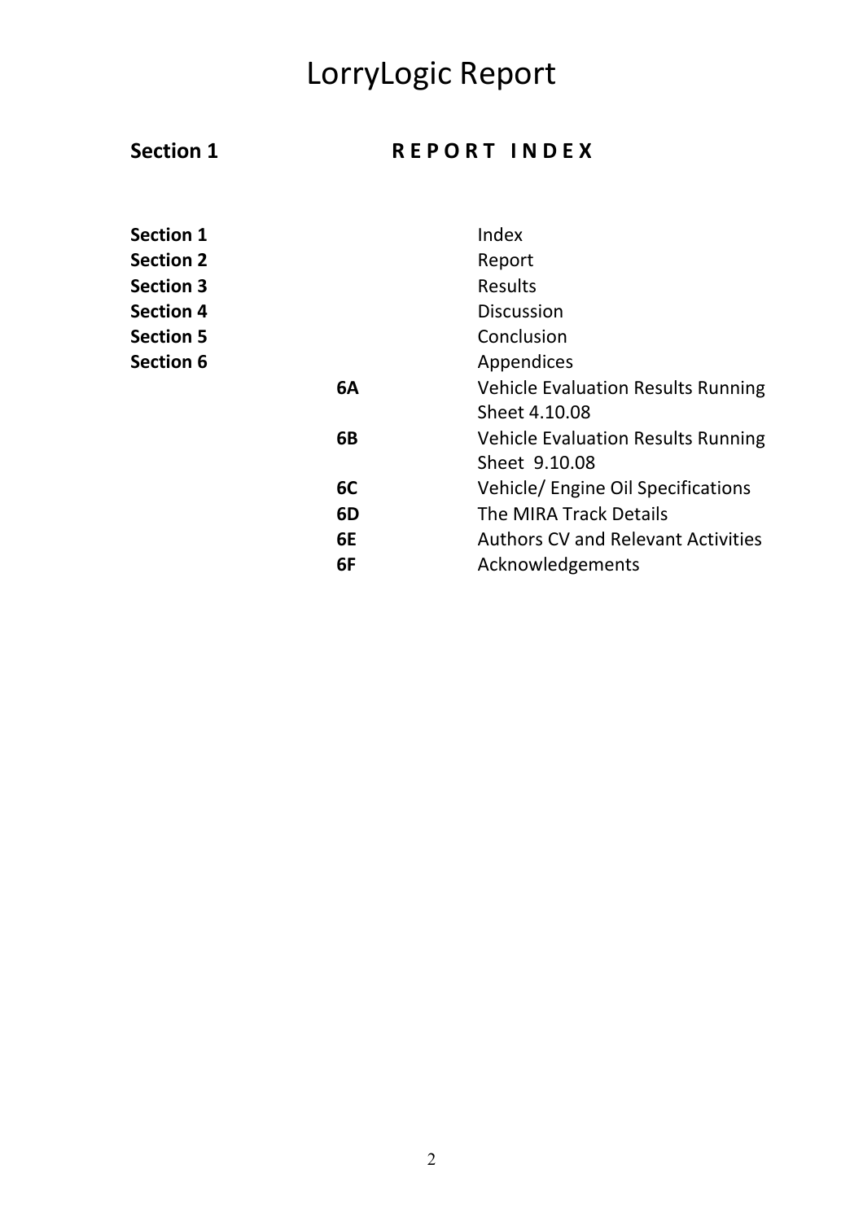# LorryLogic Report

## Section 1 — R E P O R T   I N D E X

| | | |
|---|---|---|
| **Section 1** | | Index |
| **Section 2** | | Report |
| **Section 3** | | Results |
| **Section 4** | | Discussion |
| **Section 5** | | Conclusion |
| **Section 6** | | Appendices |
| | **6A** | Vehicle Evaluation Results Running Sheet 4.10.08 |
| | **6B** | Vehicle Evaluation Results Running Sheet 9.10.08 |
| | **6C** | Vehicle/ Engine Oil Specifications |
| | **6D** | The MIRA Track Details |
| | **6E** | Authors CV and Relevant Activities |
| | **6F** | Acknowledgements |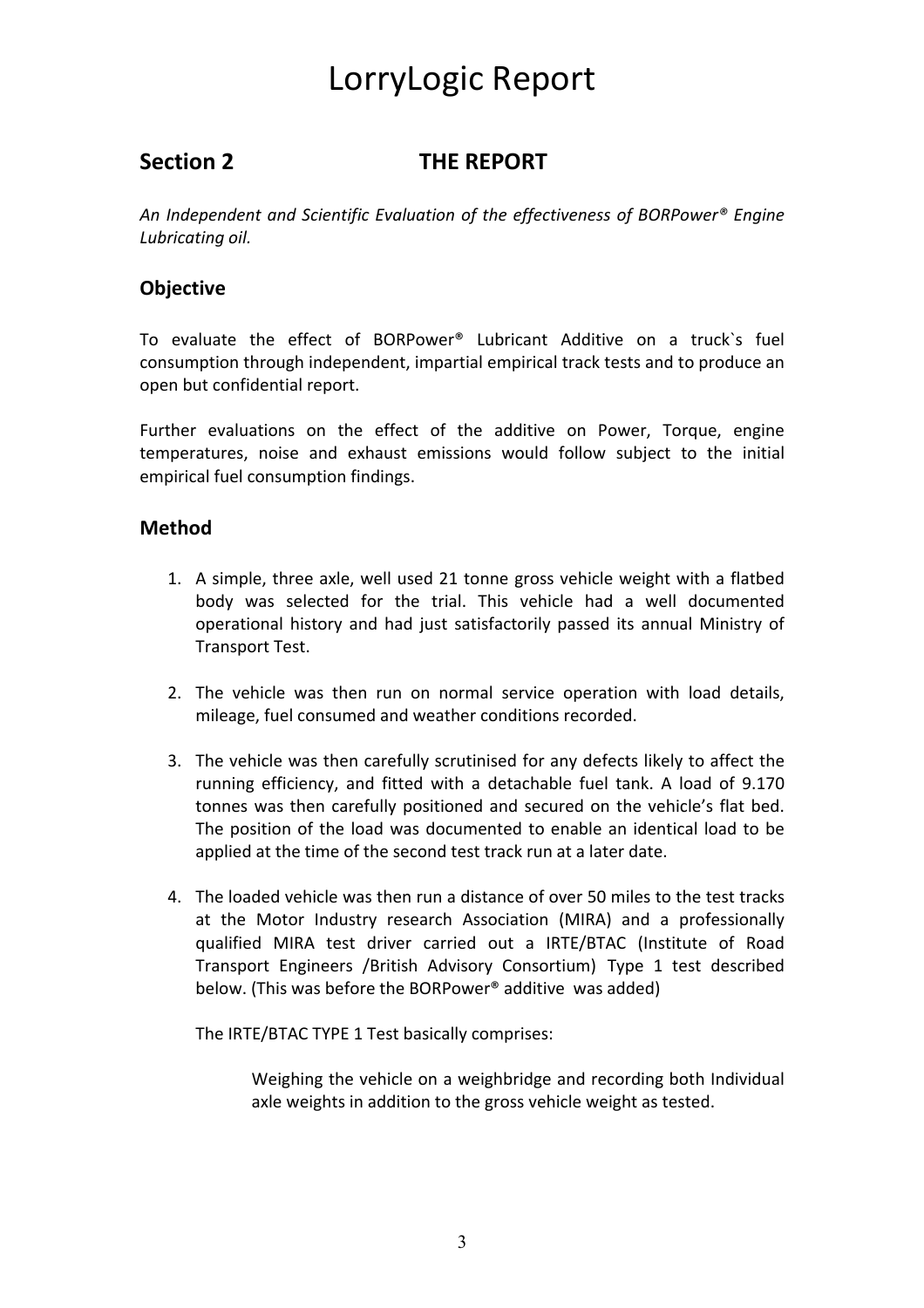# LorryLogic Report

## Section 2 THE REPORT

*An Independent and Scientific Evaluation of the effectiveness of BORPower® Engine Lubricating oil.*

### Objective

To evaluate the effect of BORPower® Lubricant Additive on a truck`s fuel consumption through independent, impartial empirical track tests and to produce an open but confidential report.

Further evaluations on the effect of the additive on Power, Torque, engine temperatures, noise and exhaust emissions would follow subject to the initial empirical fuel consumption findings.

### Method

1. A simple, three axle, well used 21 tonne gross vehicle weight with a flatbed body was selected for the trial. This vehicle had a well documented operational history and had just satisfactorily passed its annual Ministry of Transport Test.

2. The vehicle was then run on normal service operation with load details, mileage, fuel consumed and weather conditions recorded.

3. The vehicle was then carefully scrutinised for any defects likely to affect the running efficiency, and fitted with a detachable fuel tank. A load of 9.170 tonnes was then carefully positioned and secured on the vehicle's flat bed. The position of the load was documented to enable an identical load to be applied at the time of the second test track run at a later date.

4. The loaded vehicle was then run a distance of over 50 miles to the test tracks at the Motor Industry research Association (MIRA) and a professionally qualified MIRA test driver carried out a IRTE/BTAC (Institute of Road Transport Engineers /British Advisory Consortium) Type 1 test described below. (This was before the BORPower® additive was added)

   The IRTE/BTAC TYPE 1 Test basically comprises:

   > Weighing the vehicle on a weighbridge and recording both Individual axle weights in addition to the gross vehicle weight as tested.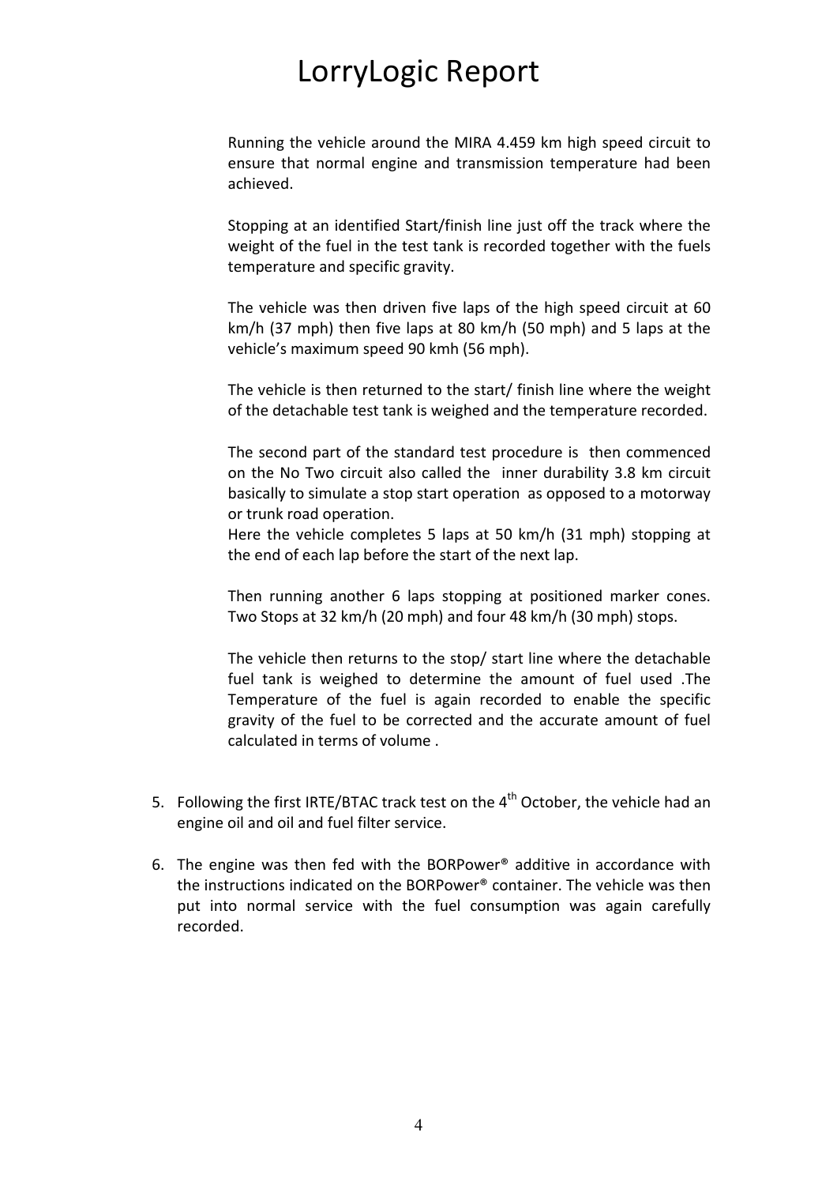Running the vehicle around the MIRA 4.459 km high speed circuit to ensure that normal engine and transmission temperature had been achieved.

Stopping at an identified Start/finish line just off the track where the weight of the fuel in the test tank is recorded together with the fuels temperature and specific gravity.

The vehicle was then driven five laps of the high speed circuit at 60 km/h (37 mph) then five laps at 80 km/h (50 mph) and 5 laps at the vehicle's maximum speed 90 kmh (56 mph).

The vehicle is then returned to the start/ finish line where the weight of the detachable test tank is weighed and the temperature recorded.

The second part of the standard test procedure is then commenced on the No Two circuit also called the inner durability 3.8 km circuit basically to simulate a stop start operation as opposed to a motorway or trunk road operation.
Here the vehicle completes 5 laps at 50 km/h (31 mph) stopping at the end of each lap before the start of the next lap.

Then running another 6 laps stopping at positioned marker cones. Two Stops at 32 km/h (20 mph) and four 48 km/h (30 mph) stops.

The vehicle then returns to the stop/ start line where the detachable fuel tank is weighed to determine the amount of fuel used .The Temperature of the fuel is again recorded to enable the specific gravity of the fuel to be corrected and the accurate amount of fuel calculated in terms of volume .

5. Following the first IRTE/BTAC track test on the 4th October, the vehicle had an engine oil and oil and fuel filter service.

6. The engine was then fed with the BORPower® additive in accordance with the instructions indicated on the BORPower® container. The vehicle was then put into normal service with the fuel consumption was again carefully recorded.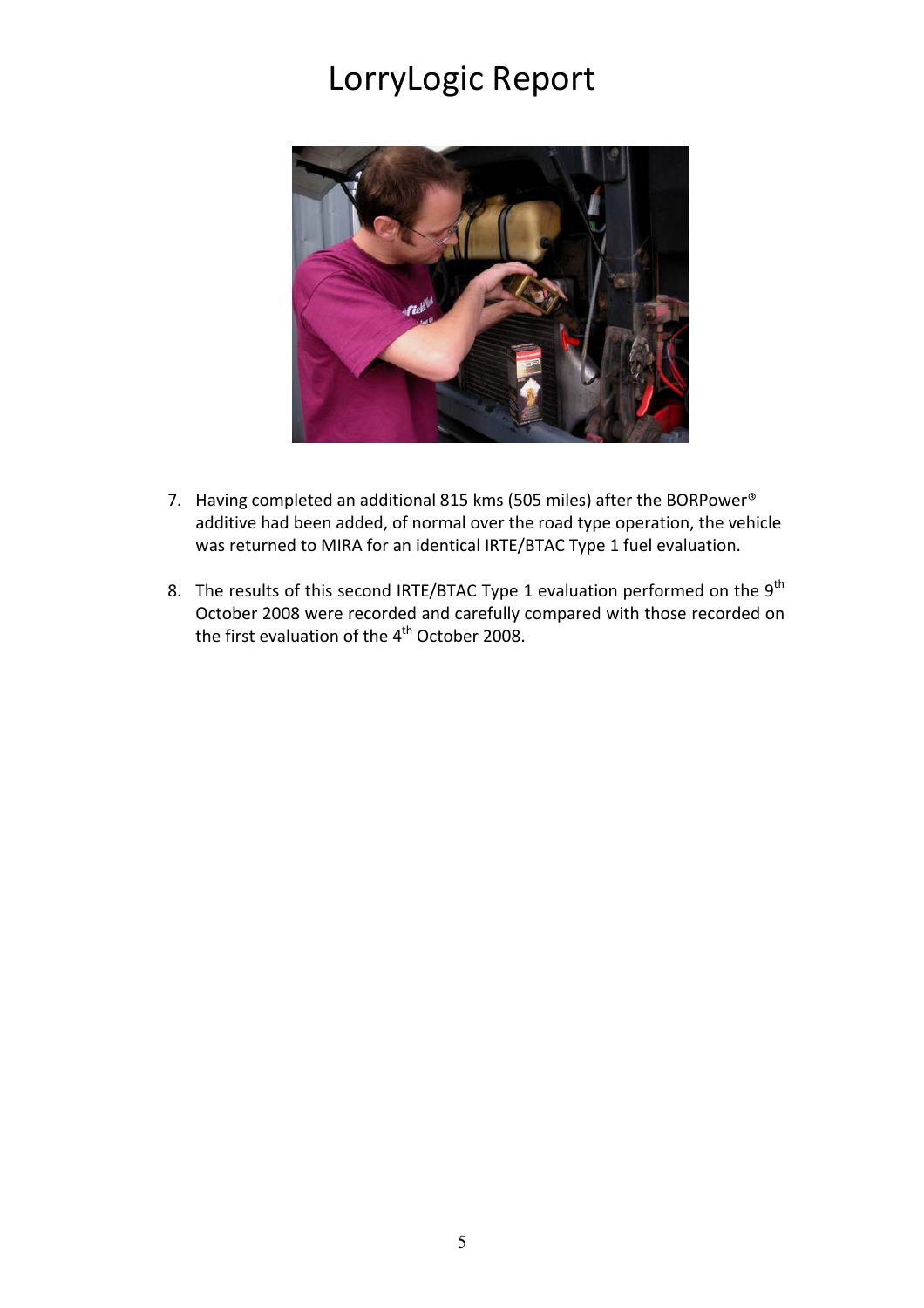# LorryLogic Report

7. Having completed an additional 815 kms (505 miles) after the BORPower® additive had been added, of normal over the road type operation, the vehicle was returned to MIRA for an identical IRTE/BTAC Type 1 fuel evaluation.

8. The results of this second IRTE/BTAC Type 1 evaluation performed on the 9th October 2008 were recorded and carefully compared with those recorded on the first evaluation of the 4th October 2008.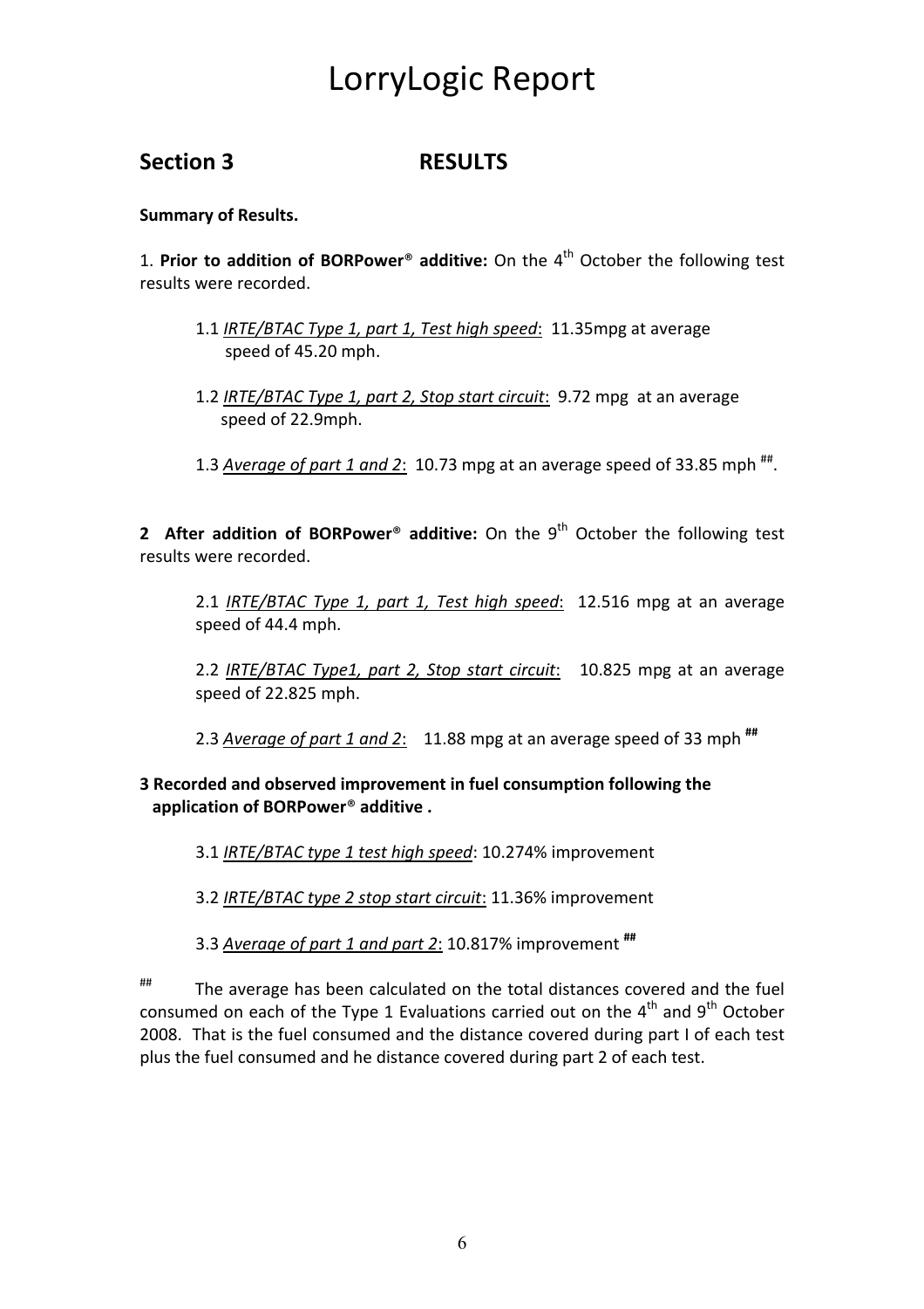# LorryLogic Report

## Section 3 RESULTS

**Summary of Results.**

1. **Prior to addition of BORPower® additive:** On the 4th October the following test results were recorded.

   1.1 *IRTE/BTAC Type 1, part 1, Test high speed*: 11.35mpg at average speed of 45.20 mph.

   1.2 *IRTE/BTAC Type 1, part 2, Stop start circuit*: 9.72 mpg at an average speed of 22.9mph.

   1.3 *Average of part 1 and 2*: 10.73 mpg at an average speed of 33.85 mph [##].

2. **After addition of BORPower® additive:** On the 9th October the following test results were recorded.

   2.1 *IRTE/BTAC Type 1, part 1, Test high speed*: 12.516 mpg at an average speed of 44.4 mph.

   2.2 *IRTE/BTAC Type1, part 2, Stop start circuit*: 10.825 mpg at an average speed of 22.825 mph.

   2.3 *Average of part 1 and 2*: 11.88 mpg at an average speed of 33 mph [##]

**3 Recorded and observed improvement in fuel consumption following the application of BORPower® additive .**

   3.1 *IRTE/BTAC type 1 test high speed*: 10.274% improvement

   3.2 *IRTE/BTAC type 2 stop start circuit*: 11.36% improvement

   3.3 *Average of part 1 and part 2*: 10.817% improvement [##]

[##] The average has been calculated on the total distances covered and the fuel consumed on each of the Type 1 Evaluations carried out on the 4th and 9th October 2008. That is the fuel consumed and the distance covered during part I of each test plus the fuel consumed and he distance covered during part 2 of each test.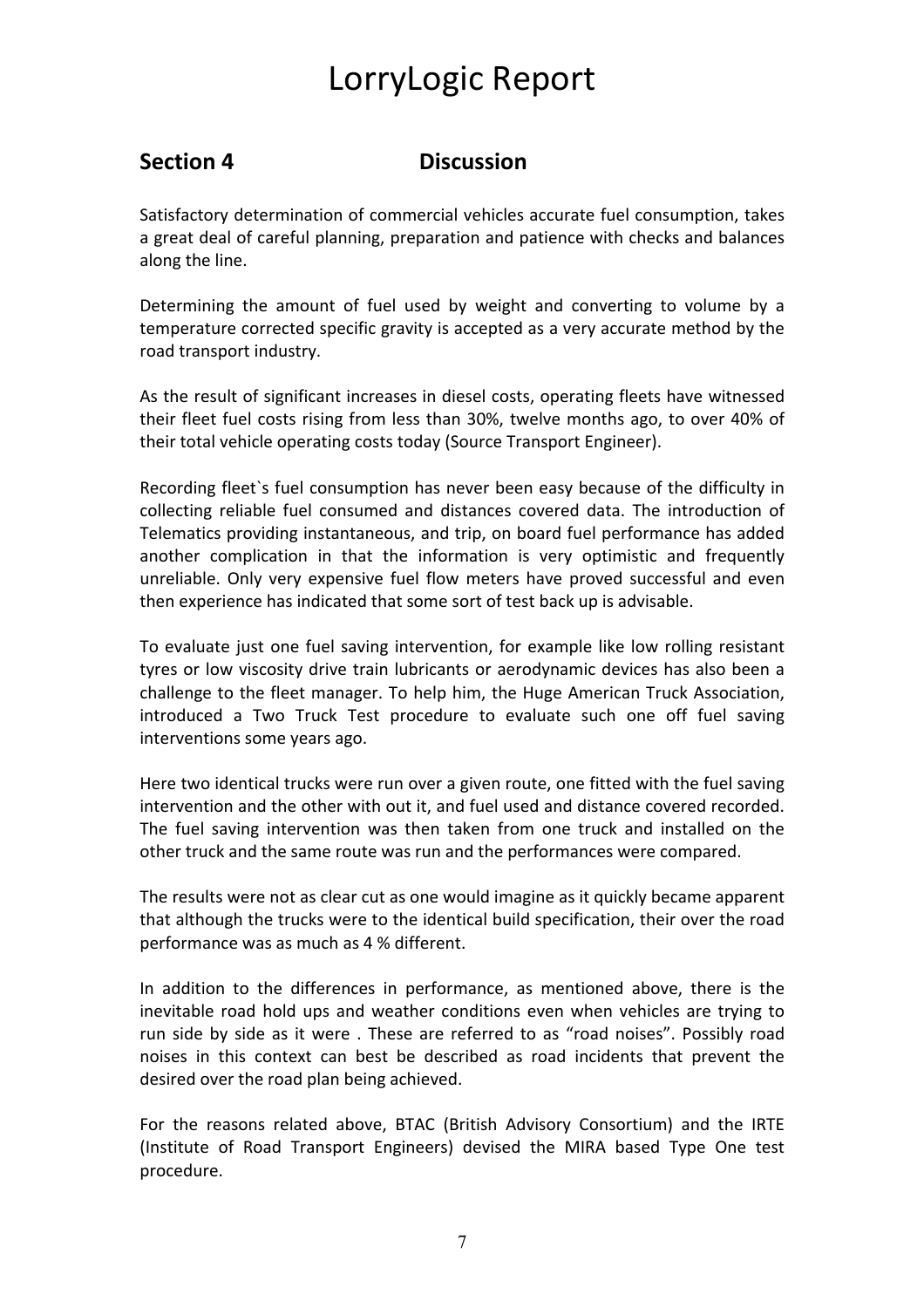# LorryLogic Report

## Section 4 Discussion

Satisfactory determination of commercial vehicles accurate fuel consumption, takes a great deal of careful planning, preparation and patience with checks and balances along the line.

Determining the amount of fuel used by weight and converting to volume by a temperature corrected specific gravity is accepted as a very accurate method by the road transport industry.

As the result of significant increases in diesel costs, operating fleets have witnessed their fleet fuel costs rising from less than 30%, twelve months ago, to over 40% of their total vehicle operating costs today (Source Transport Engineer).

Recording fleet`s fuel consumption has never been easy because of the difficulty in collecting reliable fuel consumed and distances covered data. The introduction of Telematics providing instantaneous, and trip, on board fuel performance has added another complication in that the information is very optimistic and frequently unreliable. Only very expensive fuel flow meters have proved successful and even then experience has indicated that some sort of test back up is advisable.

To evaluate just one fuel saving intervention, for example like low rolling resistant tyres or low viscosity drive train lubricants or aerodynamic devices has also been a challenge to the fleet manager. To help him, the Huge American Truck Association, introduced a Two Truck Test procedure to evaluate such one off fuel saving interventions some years ago.

Here two identical trucks were run over a given route, one fitted with the fuel saving intervention and the other with out it, and fuel used and distance covered recorded. The fuel saving intervention was then taken from one truck and installed on the other truck and the same route was run and the performances were compared.

The results were not as clear cut as one would imagine as it quickly became apparent that although the trucks were to the identical build specification, their over the road performance was as much as 4 % different.

In addition to the differences in performance, as mentioned above, there is the inevitable road hold ups and weather conditions even when vehicles are trying to run side by side as it were . These are referred to as "road noises". Possibly road noises in this context can best be described as road incidents that prevent the desired over the road plan being achieved.

For the reasons related above, BTAC (British Advisory Consortium) and the IRTE (Institute of Road Transport Engineers) devised the MIRA based Type One test procedure.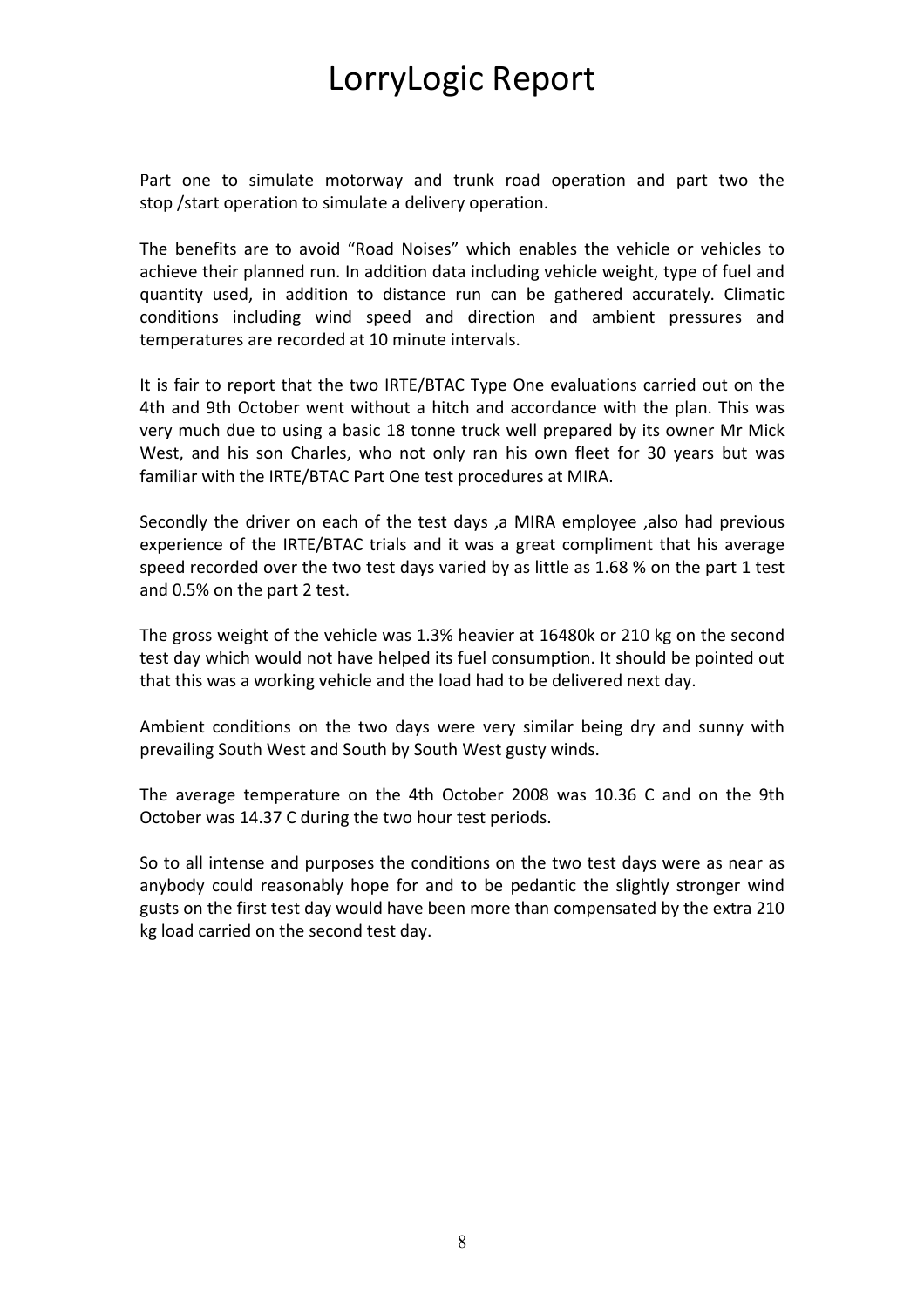# LorryLogic Report

Part one to simulate motorway and trunk road operation and part two the stop /start operation to simulate a delivery operation.

The benefits are to avoid "Road Noises" which enables the vehicle or vehicles to achieve their planned run. In addition data including vehicle weight, type of fuel and quantity used, in addition to distance run can be gathered accurately. Climatic conditions including wind speed and direction and ambient pressures and temperatures are recorded at 10 minute intervals.

It is fair to report that the two IRTE/BTAC Type One evaluations carried out on the 4th and 9th October went without a hitch and accordance with the plan. This was very much due to using a basic 18 tonne truck well prepared by its owner Mr Mick West, and his son Charles, who not only ran his own fleet for 30 years but was familiar with the IRTE/BTAC Part One test procedures at MIRA.

Secondly the driver on each of the test days ,a MIRA employee ,also had previous experience of the IRTE/BTAC trials and it was a great compliment that his average speed recorded over the two test days varied by as little as 1.68 % on the part 1 test and 0.5% on the part 2 test.

The gross weight of the vehicle was 1.3% heavier at 16480k or 210 kg on the second test day which would not have helped its fuel consumption. It should be pointed out that this was a working vehicle and the load had to be delivered next day.

Ambient conditions on the two days were very similar being dry and sunny with prevailing South West and South by South West gusty winds.

The average temperature on the 4th October 2008 was 10.36 C and on the 9th October was 14.37 C during the two hour test periods.

So to all intense and purposes the conditions on the two test days were as near as anybody could reasonably hope for and to be pedantic the slightly stronger wind gusts on the first test day would have been more than compensated by the extra 210 kg load carried on the second test day.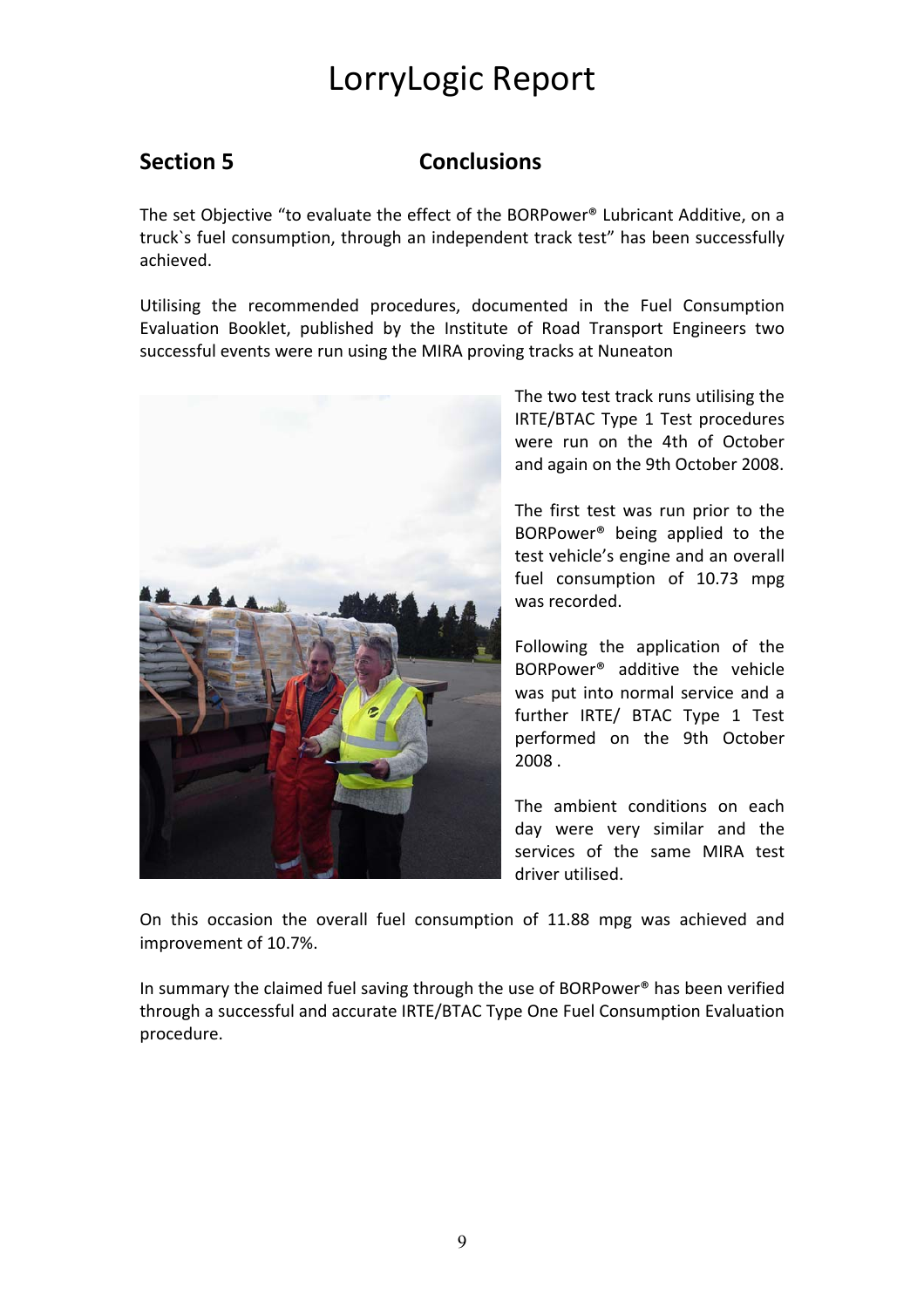# LorryLogic Report

## Section 5 Conclusions

The set Objective “to evaluate the effect of the BORPower® Lubricant Additive, on a truck`s fuel consumption, through an independent track test” has been successfully achieved.

Utilising the recommended procedures, documented in the Fuel Consumption Evaluation Booklet, published by the Institute of Road Transport Engineers two successful events were run using the MIRA proving tracks at Nuneaton

The two test track runs utilising the IRTE/BTAC Type 1 Test procedures were run on the 4th of October and again on the 9th October 2008.

The first test was run prior to the BORPower® being applied to the test vehicle’s engine and an overall fuel consumption of 10.73 mpg was recorded.

Following the application of the BORPower® additive the vehicle was put into normal service and a further IRTE/ BTAC Type 1 Test performed on the 9th October 2008 .

The ambient conditions on each day were very similar and the services of the same MIRA test driver utilised.

On this occasion the overall fuel consumption of 11.88 mpg was achieved and improvement of 10.7%.

In summary the claimed fuel saving through the use of BORPower® has been verified through a successful and accurate IRTE/BTAC Type One Fuel Consumption Evaluation procedure.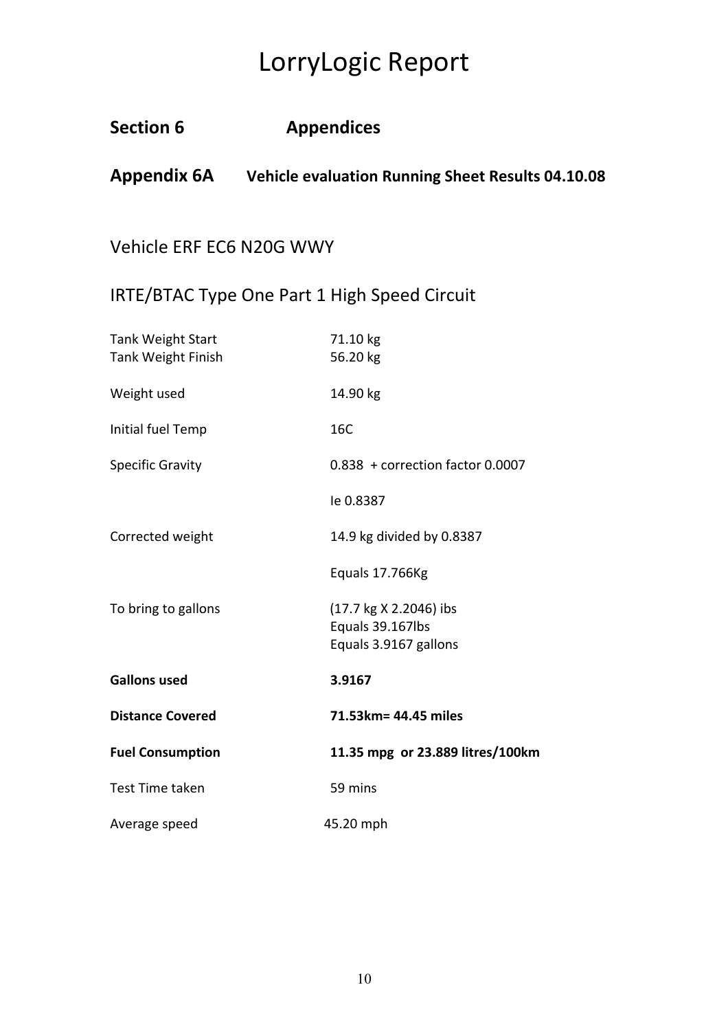# LorryLogic Report

## Section 6 Appendices

### Appendix 6A Vehicle evaluation Running Sheet Results 04.10.08

Vehicle ERF EC6 N20G WWY

IRTE/BTAC Type One Part 1 High Speed Circuit

| | |
|---|---|
| Tank Weight Start | 71.10 kg |
| Tank Weight Finish | 56.20 kg |
| Weight used | 14.90 kg |
| Initial fuel Temp | 16C |
| Specific Gravity | 0.838 + correction factor 0.0007 |
| | Ie 0.8387 |
| Corrected weight | 14.9 kg divided by 0.8387 |
| | Equals 17.766Kg |
| To bring to gallons | (17.7 kg X 2.2046) ibs<br>Equals 39.167lbs<br>Equals 3.9167 gallons |
| **Gallons used** | **3.9167** |
| **Distance Covered** | **71.53km= 44.45 miles** |
| **Fuel Consumption** | **11.35 mpg or 23.889 litres/100km** |
| Test Time taken | 59 mins |
| Average speed | 45.20 mph |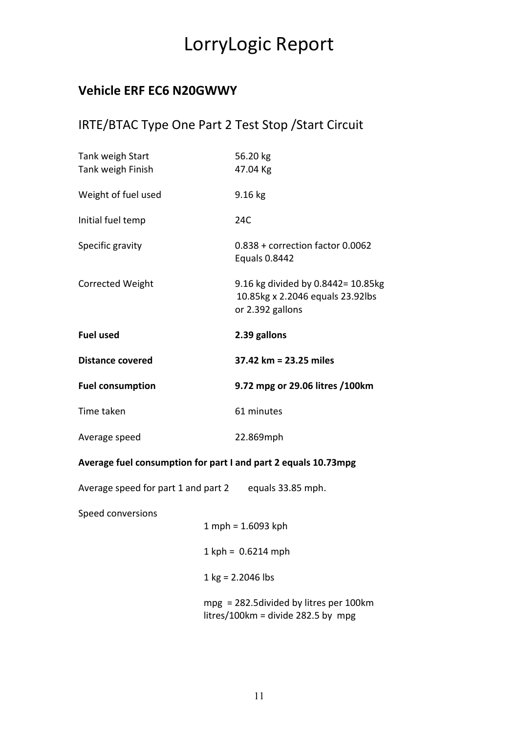# LorryLogic Report

## Vehicle ERF EC6 N20GWWY

### IRTE/BTAC Type One Part 2 Test Stop /Start Circuit

| | |
|---|---|
| Tank weigh Start | 56.20 kg |
| Tank weigh Finish | 47.04 Kg |
| Weight of fuel used | 9.16 kg |
| Initial fuel temp | 24C |
| Specific gravity | 0.838 + correction factor 0.0062<br>Equals 0.8442 |
| Corrected Weight | 9.16 kg divided by 0.8442= 10.85kg<br>10.85kg x 2.2046 equals 23.92lbs<br>or 2.392 gallons |
| **Fuel used** | **2.39 gallons** |
| **Distance covered** | **37.42 km = 23.25 miles** |
| **Fuel consumption** | **9.72 mpg or 29.06 litres /100km** |
| Time taken | 61 minutes |
| Average speed | 22.869mph |

**Average fuel consumption for part I and part 2 equals 10.73mpg**

Average speed for part 1 and part 2 equals 33.85 mph.

Speed conversions

1 mph = 1.6093 kph

1 kph = 0.6214 mph

1 kg = 2.2046 lbs

mpg = 282.5divided by litres per 100km
litres/100km = divide 282.5 by mpg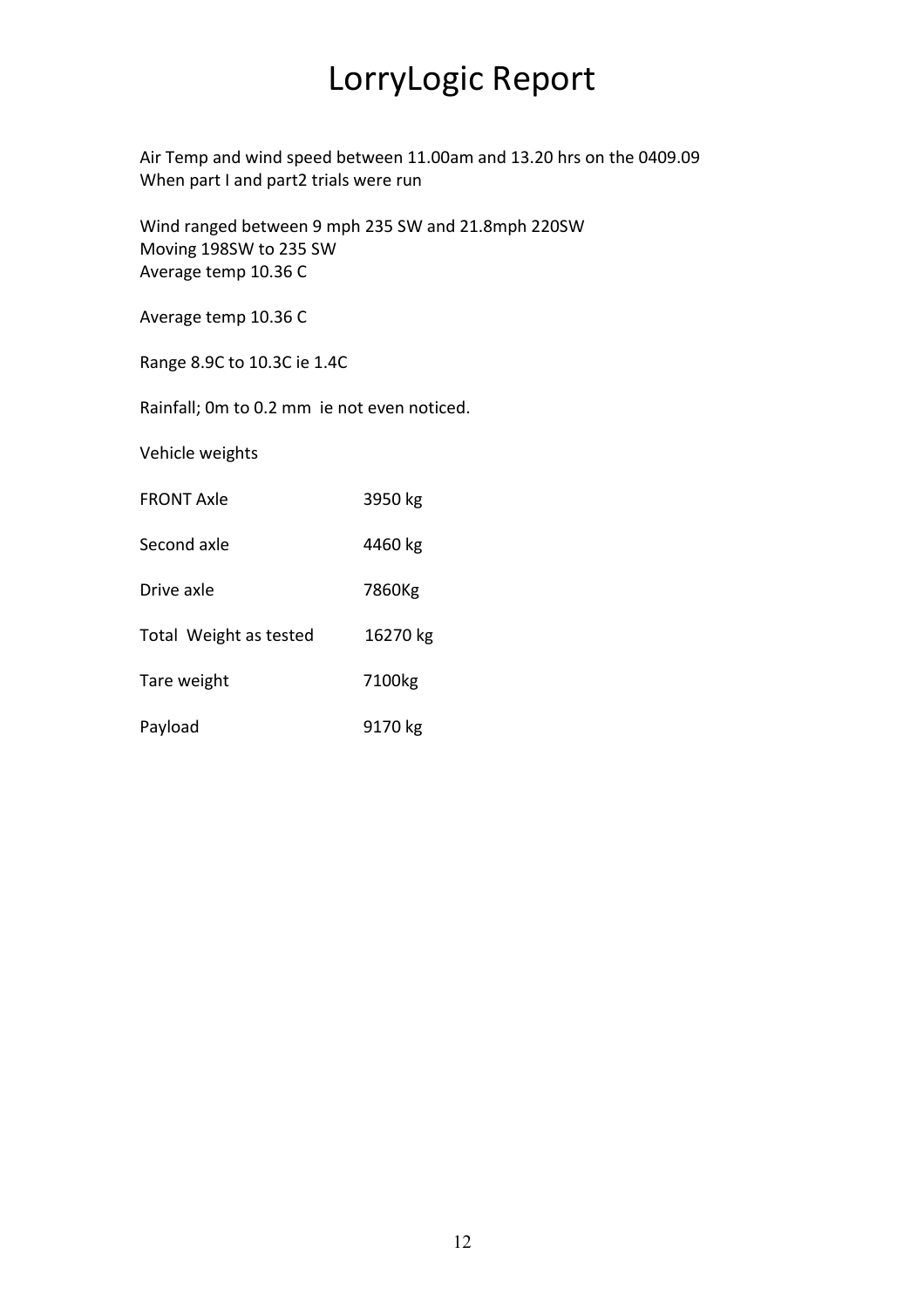# LorryLogic Report

Air Temp and wind speed between 11.00am and 13.20 hrs on the 0409.09
When part I and part2 trials were run

Wind ranged between 9 mph 235 SW and 21.8mph 220SW
Moving 198SW to 235 SW
Average temp 10.36 C

Average temp 10.36 C

Range 8.9C to 10.3C ie 1.4C

Rainfall; 0m to 0.2 mm ie not even noticed.

Vehicle weights

| | |
|---|---|
| FRONT Axle | 3950 kg |
| Second axle | 4460 kg |
| Drive axle | 7860Kg |
| Total Weight as tested | 16270 kg |
| Tare weight | 7100kg |
| Payload | 9170 kg |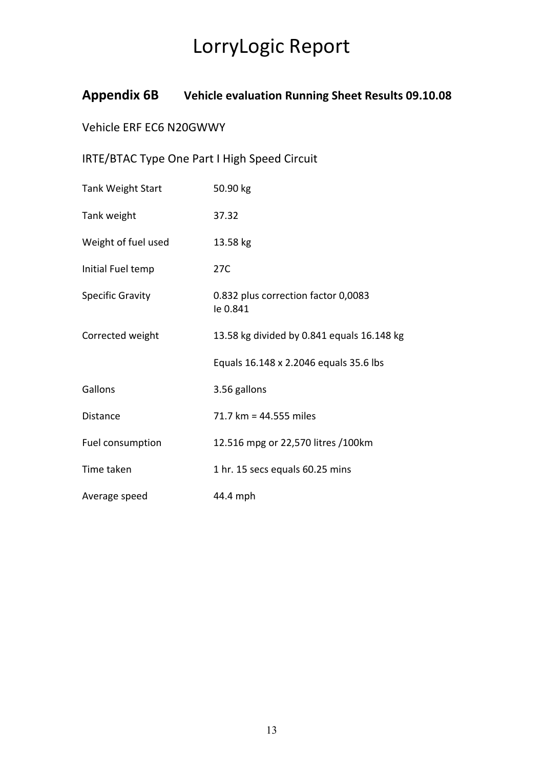// LorryLogic Report

## Appendix 6B Vehicle evaluation Running Sheet Results 09.10.08

Vehicle ERF EC6 N20GWWY

IRTE/BTAC Type One Part I High Speed Circuit

| | |
|---|---|
| Tank Weight Start | 50.90 kg |
| Tank weight | 37.32 |
| Weight of fuel used | 13.58 kg |
| Initial Fuel temp | 27C |
| Specific Gravity | 0.832 plus correction factor 0,0083<br>Ie 0.841 |
| Corrected weight | 13.58 kg divided by 0.841 equals 16.148 kg |
| | Equals 16.148 x 2.2046 equals 35.6 lbs |
| Gallons | 3.56 gallons |
| Distance | 71.7 km = 44.555 miles |
| Fuel consumption | 12.516 mpg or 22,570 litres /100km |
| Time taken | 1 hr. 15 secs equals 60.25 mins |
| Average speed | 44.4 mph |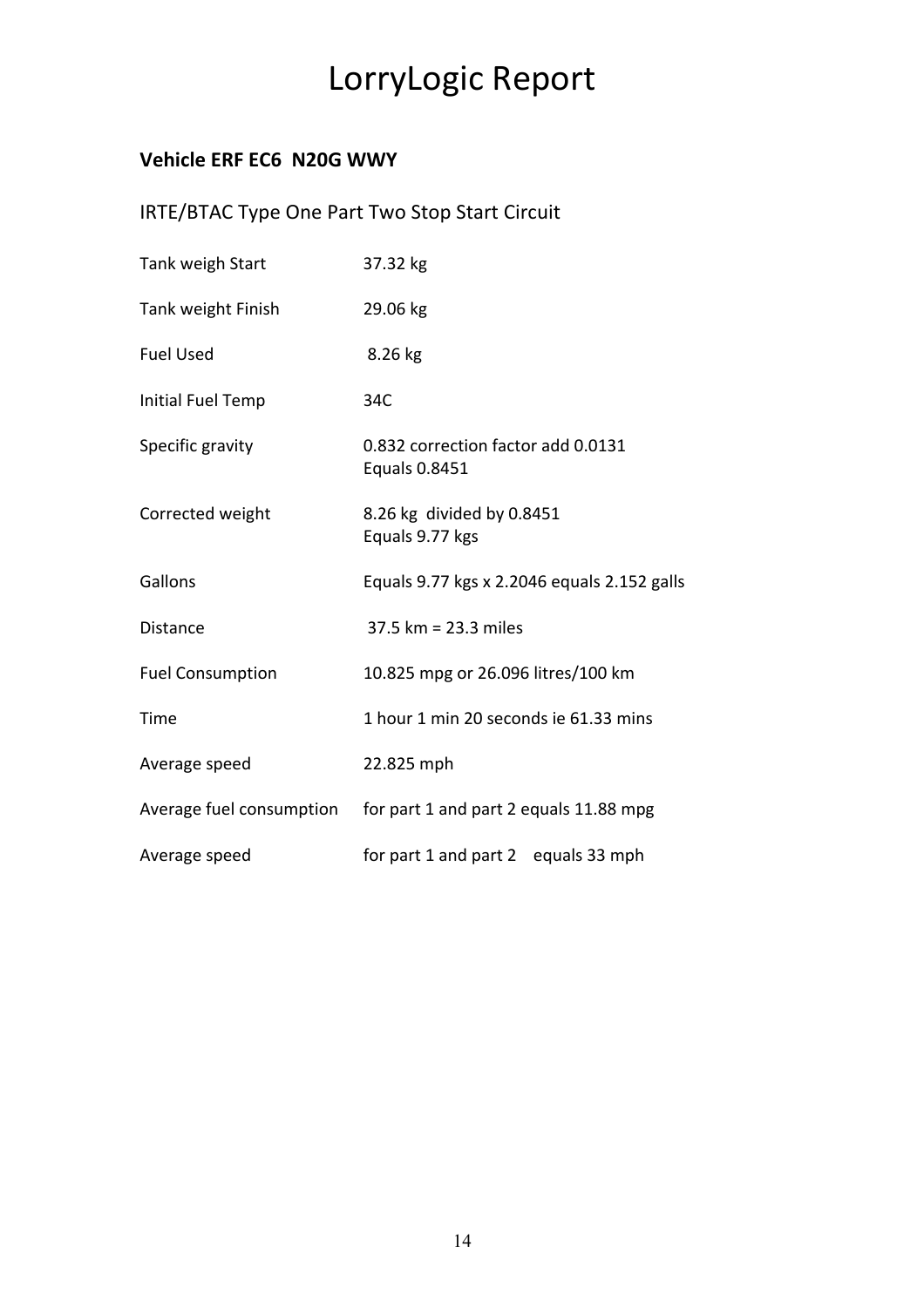# LorryLogic Report

**Vehicle ERF EC6 N20G WWY**

IRTE/BTAC Type One Part Two Stop Start Circuit

| | |
|---|---|
| Tank weigh Start | 37.32 kg |
| Tank weight Finish | 29.06 kg |
| Fuel Used | 8.26 kg |
| Initial Fuel Temp | 34C |
| Specific gravity | 0.832 correction factor add 0.0131<br>Equals 0.8451 |
| Corrected weight | 8.26 kg divided by 0.8451<br>Equals 9.77 kgs |
| Gallons | Equals 9.77 kgs x 2.2046 equals 2.152 galls |
| Distance | 37.5 km = 23.3 miles |
| Fuel Consumption | 10.825 mpg or 26.096 litres/100 km |
| Time | 1 hour 1 min 20 seconds ie 61.33 mins |
| Average speed | 22.825 mph |
| Average fuel consumption | for part 1 and part 2 equals 11.88 mpg |
| Average speed | for part 1 and part 2 equals 33 mph |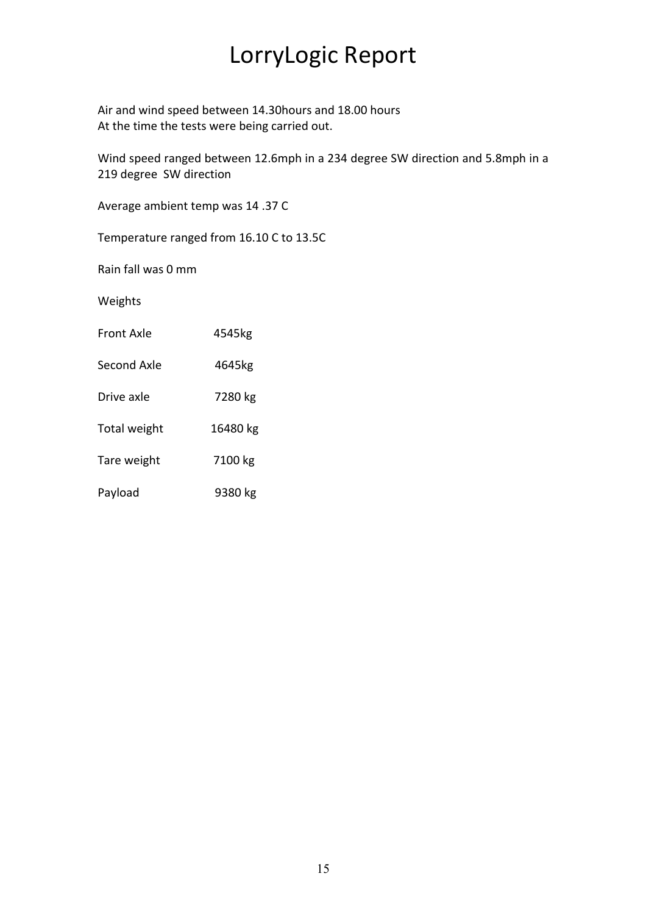# LorryLogic Report

Air and wind speed between 14.30hours and 18.00 hours
At the time the tests were being carried out.

Wind speed ranged between 12.6mph in a 234 degree SW direction and 5.8mph in a 219 degree SW direction

Average ambient temp was 14 .37 C

Temperature ranged from 16.10 C to 13.5C

Rain fall was 0 mm

Weights

| | |
|---|---|
| Front Axle | 4545kg |
| Second Axle | 4645kg |
| Drive axle | 7280 kg |
| Total weight | 16480 kg |
| Tare weight | 7100 kg |
| Payload | 9380 kg |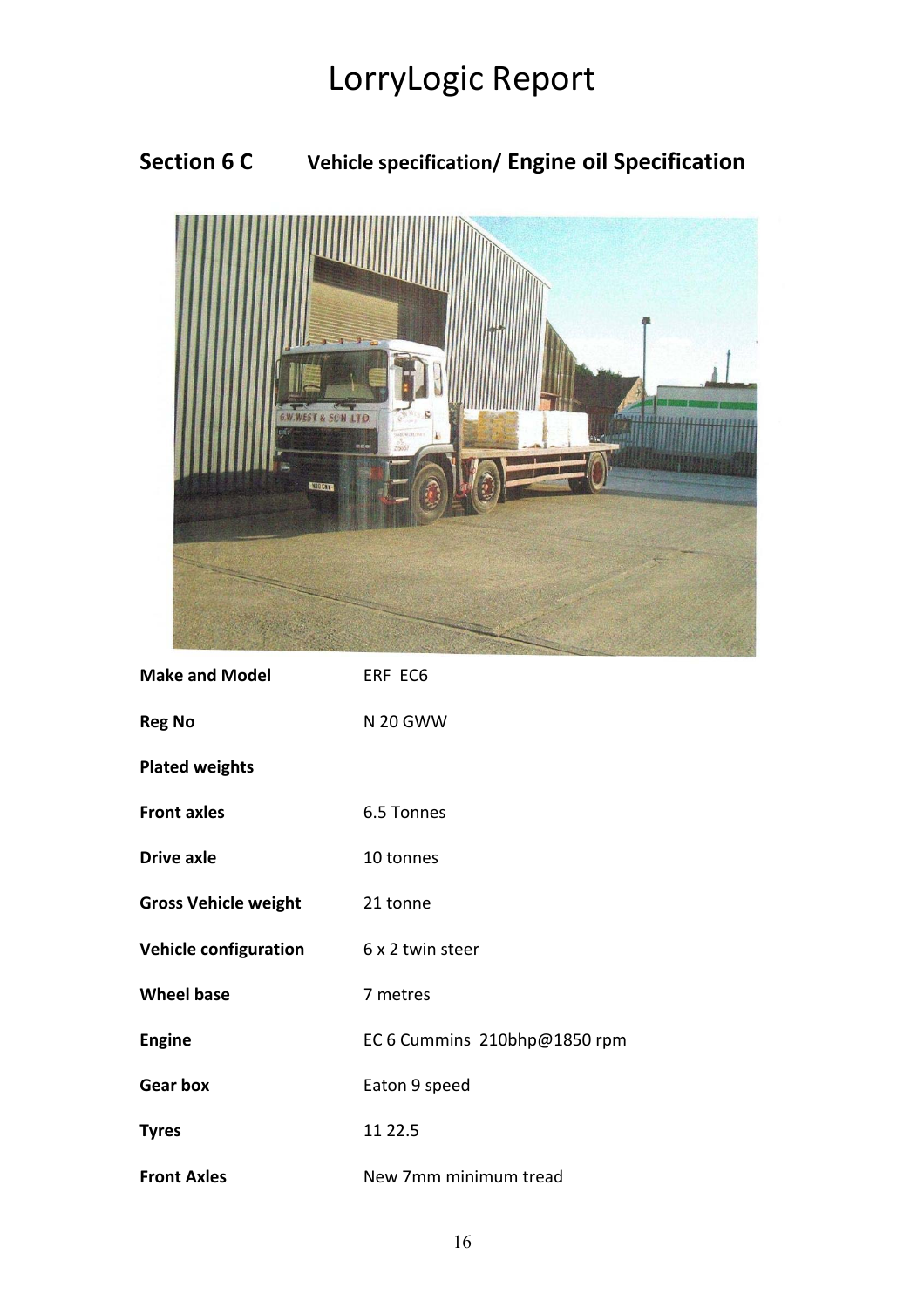# LorryLogic Report

## Section 6 C Vehicle specification/ Engine oil Specification

| | |
|---|---|
| **Make and Model** | ERF EC6 |
| **Reg No** | N 20 GWW |
| **Plated weights** | |
| **Front axles** | 6.5 Tonnes |
| **Drive axle** | 10 tonnes |
| **Gross Vehicle weight** | 21 tonne |
| **Vehicle configuration** | 6 x 2 twin steer |
| **Wheel base** | 7 metres |
| **Engine** | EC 6 Cummins 210bhp@1850 rpm |
| **Gear box** | Eaton 9 speed |
| **Tyres** | 11 22.5 |
| **Front Axles** | New 7mm minimum tread |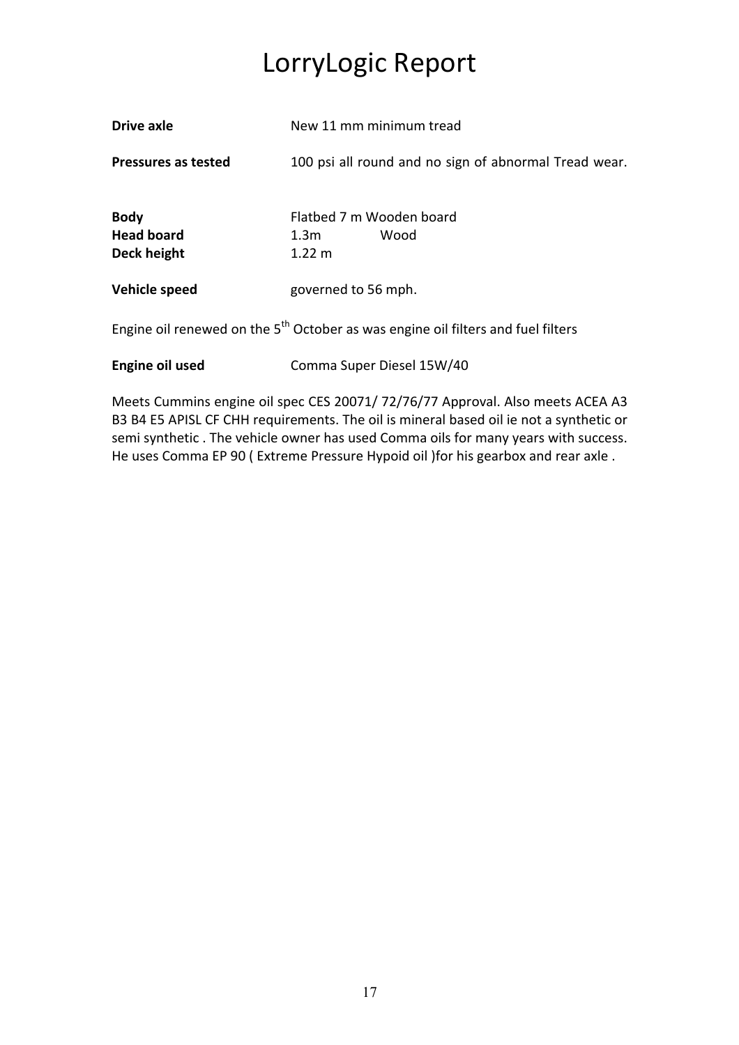# LorryLogic Report

**Drive axle** New 11 mm minimum tread

**Pressures as tested** 100 psi all round and no sign of abnormal Tread wear.

**Body** Flatbed 7 m Wooden board
**Head board** 1.3m Wood
**Deck height** 1.22 m

**Vehicle speed** governed to 56 mph.

Engine oil renewed on the 5th October as was engine oil filters and fuel filters

**Engine oil used** Comma Super Diesel 15W/40

Meets Cummins engine oil spec CES 20071/ 72/76/77 Approval. Also meets ACEA A3 B3 B4 E5 APISL CF CHH requirements. The oil is mineral based oil ie not a synthetic or semi synthetic . The vehicle owner has used Comma oils for many years with success. He uses Comma EP 90 ( Extreme Pressure Hypoid oil )for his gearbox and rear axle .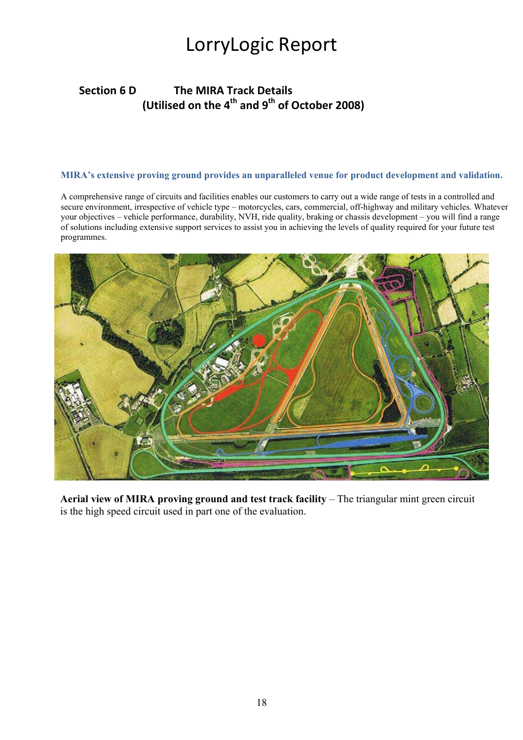# LorryLogic Report

## Section 6 D The MIRA Track Details (Utilised on the 4th and 9th of October 2008)

**MIRA's extensive proving ground provides an unparalleled venue for product development and validation.**

A comprehensive range of circuits and facilities enables our customers to carry out a wide range of tests in a controlled and secure environment, irrespective of vehicle type – motorcycles, cars, commercial, off-highway and military vehicles. Whatever your objectives – vehicle performance, durability, NVH, ride quality, braking or chassis development – you will find a range of solutions including extensive support services to assist you in achieving the levels of quality required for your future test programmes.

**Aerial view of MIRA proving ground and test track facility** – The triangular mint green circuit is the high speed circuit used in part one of the evaluation.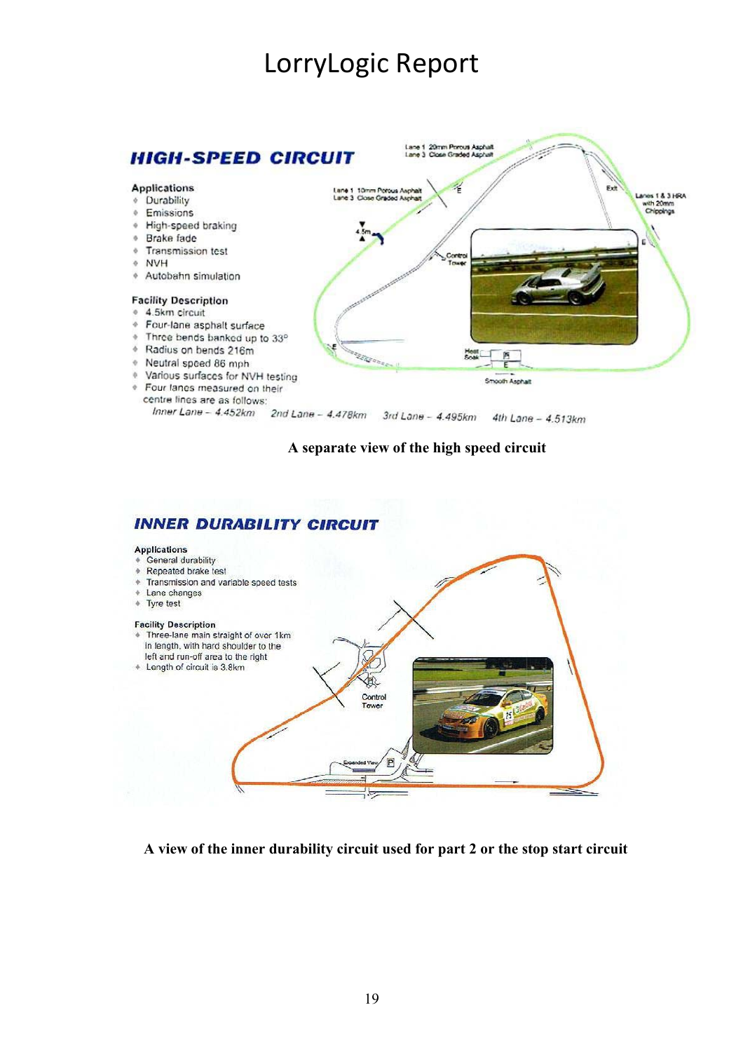# LorryLogic Report

## HIGH-SPEED CIRCUIT

**Applications**

- Durability
- Emissions
- High-speed braking
- Brake fade
- Transmission test
- NVH
- Autobahn simulation

**Facility Description**

- 4.5km circuit
- Four-lane asphalt surface
- Three bends banked up to 33°
- Radius on bends 216m
- Neutral speed 86 mph
- Various surfaces for NVH testing
- Four lanes measured on their centre lines are as follows:

*Inner Lane – 4.452km 2nd Lane – 4.478km 3rd Lane – 4.495km 4th Lane – 4.513km*

Lane 1 20mm Porous Asphalt
Lane 3 Close Graded Asphalt

Lane 1 10mm Porous Asphalt
Lane 3 Close Graded Asphalt

Exit

Lanes 1 & 3 HRA with 20mm Chippings

4.5m

Control Tower

Heat Soak

Smooth Asphalt

**A separate view of the high speed circuit**

## INNER DURABILITY CIRCUIT

**Applications**

- General durability
- Repeated brake test
- Transmission and variable speed tests
- Lane changes
- Tyre test

**Facility Description**

- Three-lane main straight of over 1km in length, with hard shoulder to the left and run-off area to the right
- Length of circuit is 3.8km

Control Tower

Expanded View

**A view of the inner durability circuit used for part 2 or the stop start circuit**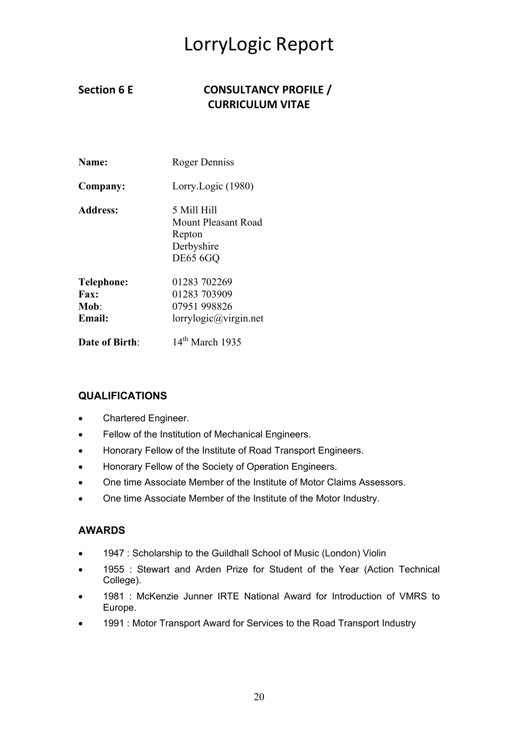# LorryLogic Report

## Section 6 E CONSULTANCY PROFILE / CURRICULUM VITAE

**Name:** Roger Denniss

**Company:** Lorry.Logic (1980)

**Address:** 5 Mill Hill
Mount Pleasant Road
Repton
Derbyshire
DE65 6GQ

**Telephone:** 01283 702269
**Fax:** 01283 703909
**Mob**: 07951 998826
**Email:** lorrylogic@virgin.net

**Date of Birth**: 14th March 1935

### QUALIFICATIONS

- Chartered Engineer.
- Fellow of the Institution of Mechanical Engineers.
- Honorary Fellow of the Institute of Road Transport Engineers.
- Honorary Fellow of the Society of Operation Engineers.
- One time Associate Member of the Institute of Motor Claims Assessors.
- One time Associate Member of the Institute of the Motor Industry.

### AWARDS

- 1947 : Scholarship to the Guildhall School of Music (London) Violin
- 1955 : Stewart and Arden Prize for Student of the Year (Action Technical College).
- 1981 : McKenzie Junner IRTE National Award for Introduction of VMRS to Europe.
- 1991 : Motor Transport Award for Services to the Road Transport Industry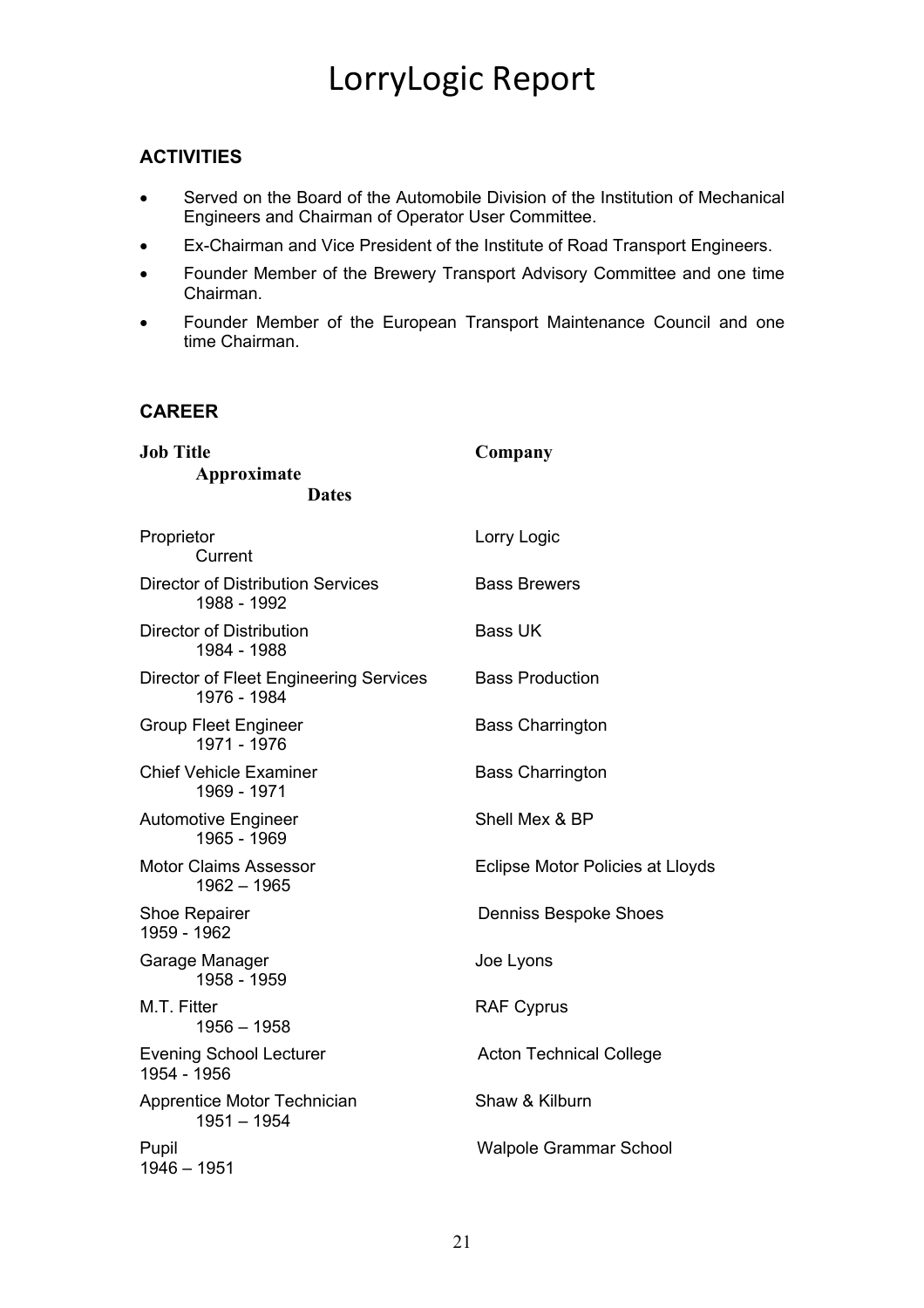# LorryLogic Report

## ACTIVITIES

- Served on the Board of the Automobile Division of the Institution of Mechanical Engineers and Chairman of Operator User Committee.
- Ex-Chairman and Vice President of the Institute of Road Transport Engineers.
- Founder Member of the Brewery Transport Advisory Committee and one time Chairman.
- Founder Member of the European Transport Maintenance Council and one time Chairman.

## CAREER

| Job Title | Company | Approximate Dates |
| --- | --- | --- |
| Proprietor | Lorry Logic | Current |
| Director of Distribution Services | Bass Brewers | 1988 - 1992 |
| Director of Distribution | Bass UK | 1984 - 1988 |
| Director of Fleet Engineering Services | Bass Production | 1976 - 1984 |
| Group Fleet Engineer | Bass Charrington | 1971 - 1976 |
| Chief Vehicle Examiner | Bass Charrington | 1969 - 1971 |
| Automotive Engineer | Shell Mex & BP | 1965 - 1969 |
| Motor Claims Assessor | Eclipse Motor Policies at Lloyds | 1962 – 1965 |
| Shoe Repairer | Denniss Bespoke Shoes | 1959 - 1962 |
| Garage Manager | Joe Lyons | 1958 - 1959 |
| M.T. Fitter | RAF Cyprus | 1956 – 1958 |
| Evening School Lecturer | Acton Technical College | 1954 - 1956 |
| Apprentice Motor Technician | Shaw & Kilburn | 1951 – 1954 |
| Pupil | Walpole Grammar School | 1946 – 1951 |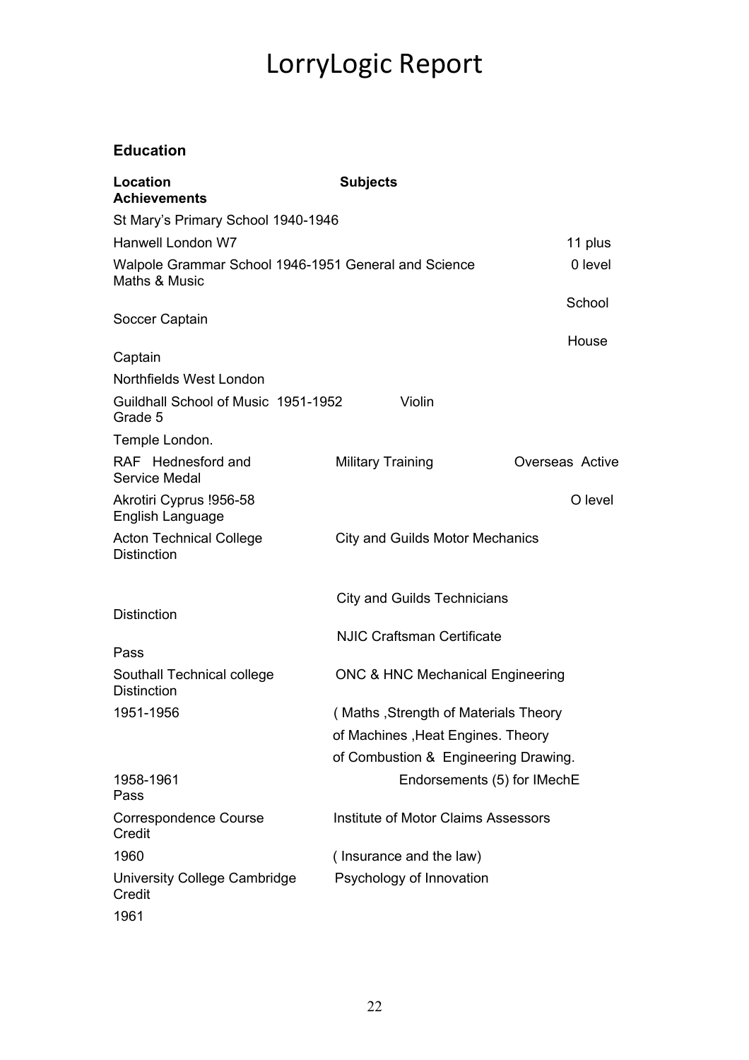# LorryLogic Report

### Education

| Location | Subjects | Achievements |
| --- | --- | --- |
| St Mary's Primary School 1940-1946 | | |
| Hanwell London W7 | | 11 plus |
| Walpole Grammar School 1946-1951 | General and Science | 0 level Maths & Music |
| | | School Soccer Captain |
| | | House Captain |
| Northfields West London | | |
| Guildhall School of Music 1951-1952 | Violin | Grade 5 |
| Temple London. | | |
| RAF Hednesford and | Military Training | Overseas Active Service Medal |
| Akrotiri Cyprus !956-58 | | O level English Language |
| Acton Technical College | City and Guilds Motor Mechanics | Distinction |
| | City and Guilds Technicians | Distinction |
| | NJIC Craftsman Certificate | Pass |
| Southall Technical college | ONC & HNC Mechanical Engineering | Distinction |
| 1951-1956 | ( Maths ,Strength of Materials Theory of Machines ,Heat Engines. Theory of Combustion & Engineering Drawing. | |
| 1958-1961 | Endorsements (5) for IMechE | Pass |
| Correspondence Course | Institute of Motor Claims Assessors | Credit |
| 1960 | ( Insurance and the law) | |
| University College Cambridge | Psychology of Innovation | Credit |
| 1961 | | |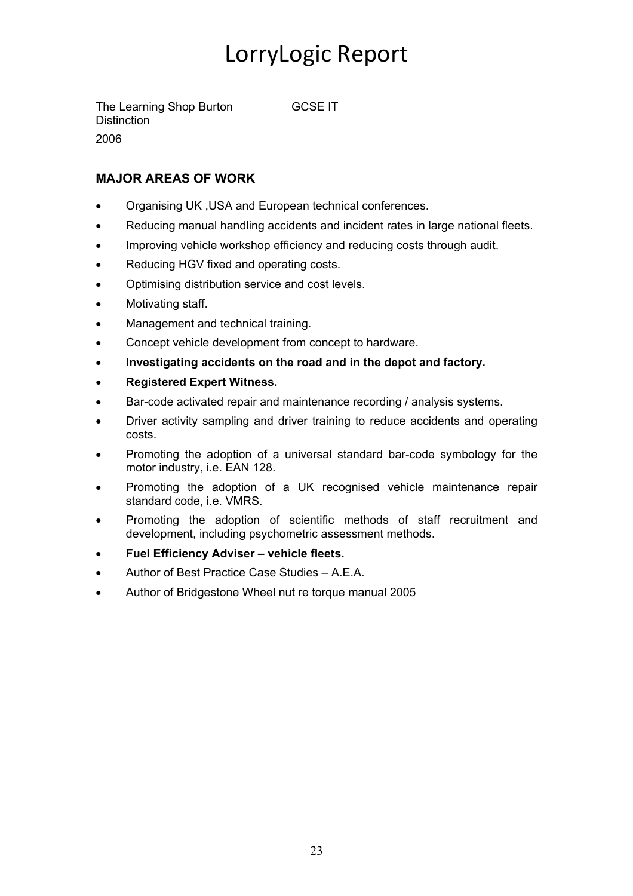# LorryLogic Report

The Learning Shop Burton GCSE IT
Distinction
2006

**MAJOR AREAS OF WORK**

- Organising UK ,USA and European technical conferences.
- Reducing manual handling accidents and incident rates in large national fleets.
- Improving vehicle workshop efficiency and reducing costs through audit.
- Reducing HGV fixed and operating costs.
- Optimising distribution service and cost levels.
- Motivating staff.
- Management and technical training.
- Concept vehicle development from concept to hardware.
- **Investigating accidents on the road and in the depot and factory.**
- **Registered Expert Witness.**
- Bar-code activated repair and maintenance recording / analysis systems.
- Driver activity sampling and driver training to reduce accidents and operating costs.
- Promoting the adoption of a universal standard bar-code symbology for the motor industry, i.e. EAN 128.
- Promoting the adoption of a UK recognised vehicle maintenance repair standard code, i.e. VMRS.
- Promoting the adoption of scientific methods of staff recruitment and development, including psychometric assessment methods.
- **Fuel Efficiency Adviser – vehicle fleets.**
- Author of Best Practice Case Studies – A.E.A.
- Author of Bridgestone Wheel nut re torque manual 2005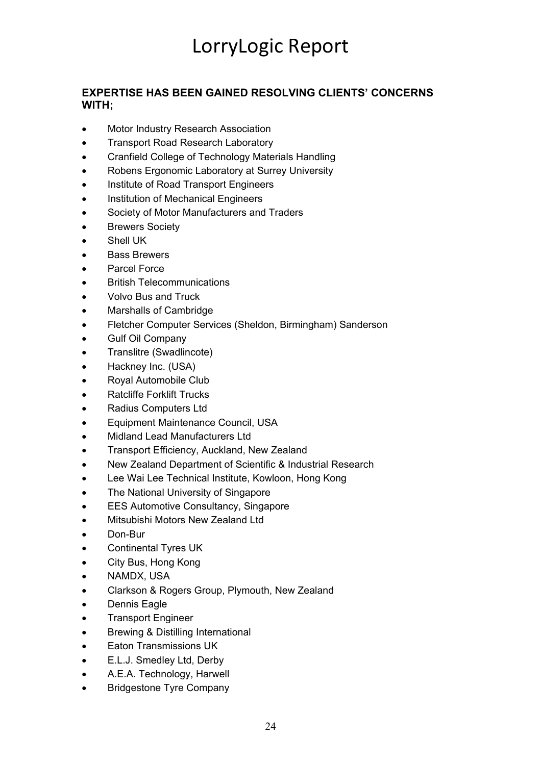# LorryLogic Report

**EXPERTISE HAS BEEN GAINED RESOLVING CLIENTS' CONCERNS WITH;**

- Motor Industry Research Association
- Transport Road Research Laboratory
- Cranfield College of Technology Materials Handling
- Robens Ergonomic Laboratory at Surrey University
- Institute of Road Transport Engineers
- Institution of Mechanical Engineers
- Society of Motor Manufacturers and Traders
- Brewers Society
- Shell UK
- Bass Brewers
- Parcel Force
- British Telecommunications
- Volvo Bus and Truck
- Marshalls of Cambridge
- Fletcher Computer Services (Sheldon, Birmingham) Sanderson
- Gulf Oil Company
- Translitre (Swadlincote)
- Hackney Inc. (USA)
- Royal Automobile Club
- Ratcliffe Forklift Trucks
- Radius Computers Ltd
- Equipment Maintenance Council, USA
- Midland Lead Manufacturers Ltd
- Transport Efficiency, Auckland, New Zealand
- New Zealand Department of Scientific & Industrial Research
- Lee Wai Lee Technical Institute, Kowloon, Hong Kong
- The National University of Singapore
- EES Automotive Consultancy, Singapore
- Mitsubishi Motors New Zealand Ltd
- Don-Bur
- Continental Tyres UK
- City Bus, Hong Kong
- NAMDX, USA
- Clarkson & Rogers Group, Plymouth, New Zealand
- Dennis Eagle
- Transport Engineer
- Brewing & Distilling International
- Eaton Transmissions UK
- E.L.J. Smedley Ltd, Derby
- A.E.A. Technology, Harwell
- Bridgestone Tyre Company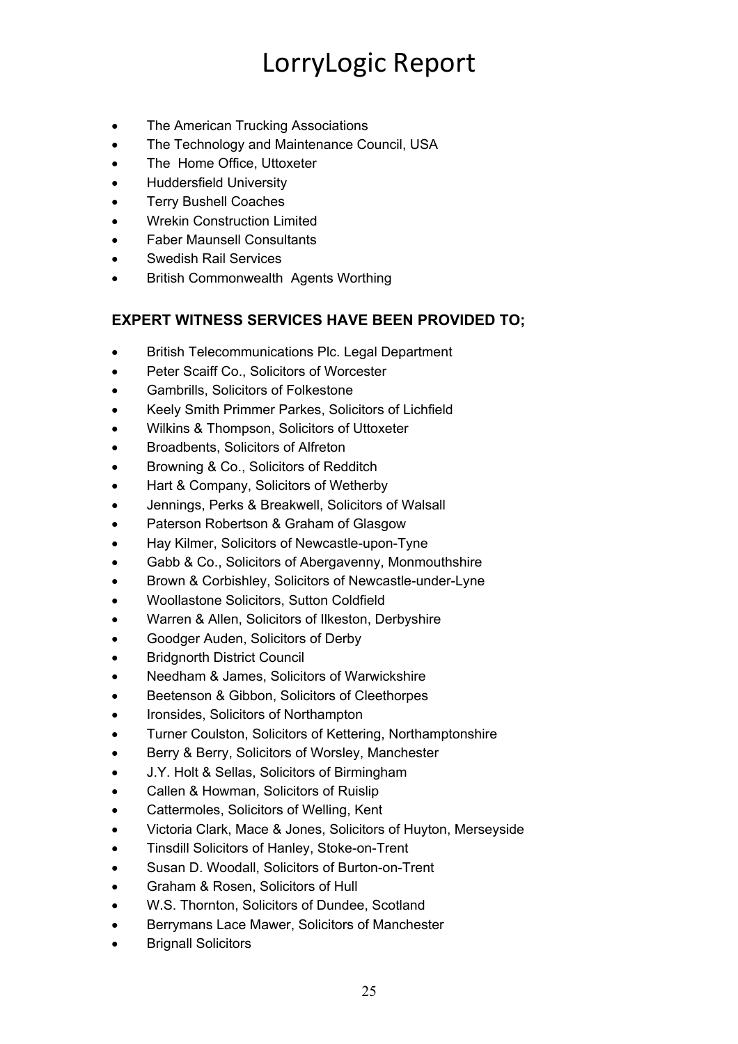- The American Trucking Associations
- The Technology and Maintenance Council, USA
- The Home Office, Uttoxeter
- Huddersfield University
- Terry Bushell Coaches
- Wrekin Construction Limited
- Faber Maunsell Consultants
- Swedish Rail Services
- British Commonwealth Agents Worthing

### EXPERT WITNESS SERVICES HAVE BEEN PROVIDED TO;

- British Telecommunications Plc. Legal Department
- Peter Scaiff Co., Solicitors of Worcester
- Gambrills, Solicitors of Folkestone
- Keely Smith Primmer Parkes, Solicitors of Lichfield
- Wilkins & Thompson, Solicitors of Uttoxeter
- Broadbents, Solicitors of Alfreton
- Browning & Co., Solicitors of Redditch
- Hart & Company, Solicitors of Wetherby
- Jennings, Perks & Breakwell, Solicitors of Walsall
- Paterson Robertson & Graham of Glasgow
- Hay Kilmer, Solicitors of Newcastle-upon-Tyne
- Gabb & Co., Solicitors of Abergavenny, Monmouthshire
- Brown & Corbishley, Solicitors of Newcastle-under-Lyne
- Woollastone Solicitors, Sutton Coldfield
- Warren & Allen, Solicitors of Ilkeston, Derbyshire
- Goodger Auden, Solicitors of Derby
- Bridgnorth District Council
- Needham & James, Solicitors of Warwickshire
- Beetenson & Gibbon, Solicitors of Cleethorpes
- Ironsides, Solicitors of Northampton
- Turner Coulston, Solicitors of Kettering, Northamptonshire
- Berry & Berry, Solicitors of Worsley, Manchester
- J.Y. Holt & Sellas, Solicitors of Birmingham
- Callen & Howman, Solicitors of Ruislip
- Cattermoles, Solicitors of Welling, Kent
- Victoria Clark, Mace & Jones, Solicitors of Huyton, Merseyside
- Tinsdill Solicitors of Hanley, Stoke-on-Trent
- Susan D. Woodall, Solicitors of Burton-on-Trent
- Graham & Rosen, Solicitors of Hull
- W.S. Thornton, Solicitors of Dundee, Scotland
- Berrymans Lace Mawer, Solicitors of Manchester
- Brignall Solicitors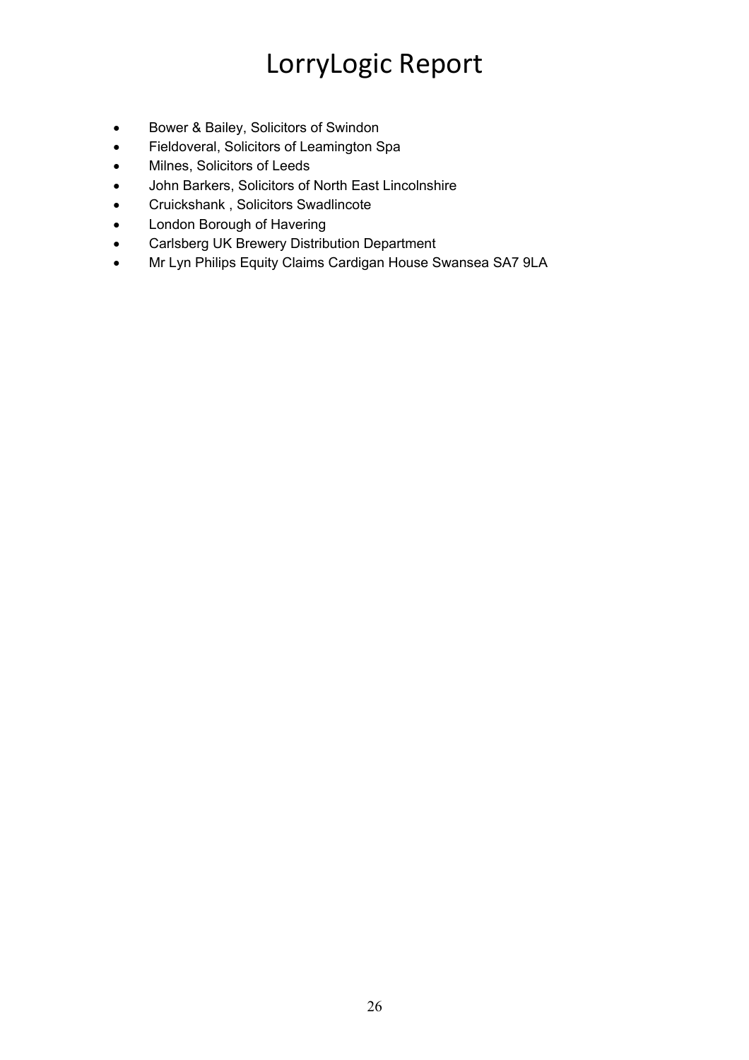# LorryLogic Report

- Bower & Bailey, Solicitors of Swindon
- Fieldoveral, Solicitors of Leamington Spa
- Milnes, Solicitors of Leeds
- John Barkers, Solicitors of North East Lincolnshire
- Cruickshank , Solicitors Swadlincote
- London Borough of Havering
- Carlsberg UK Brewery Distribution Department
- Mr Lyn Philips Equity Claims Cardigan House Swansea SA7 9LA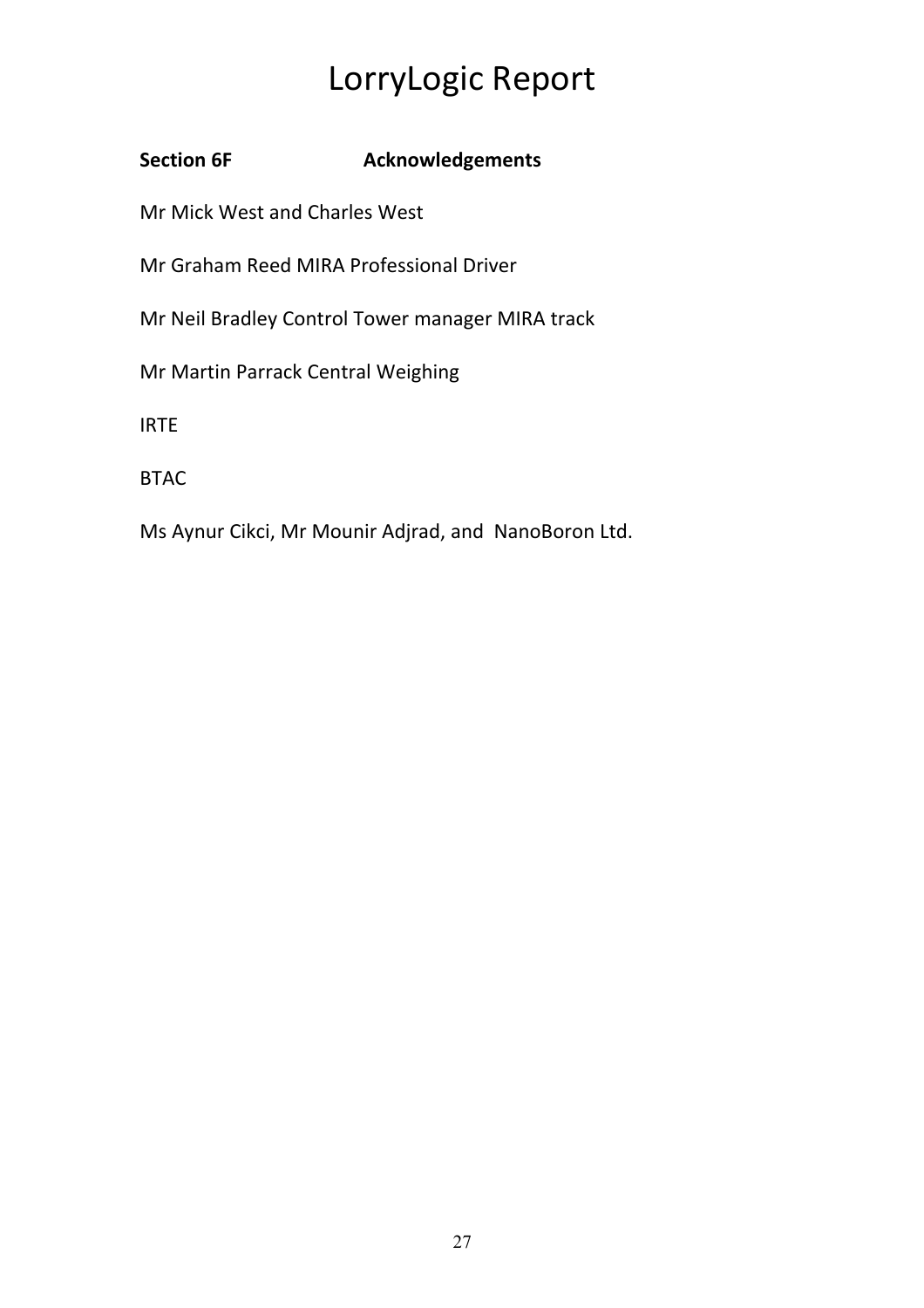# LorryLogic Report

**Section 6F Acknowledgements**

Mr Mick West and Charles West

Mr Graham Reed MIRA Professional Driver

Mr Neil Bradley Control Tower manager MIRA track

Mr Martin Parrack Central Weighing

IRTE

BTAC

Ms Aynur Cikci, Mr Mounir Adjrad, and NanoBoron Ltd.